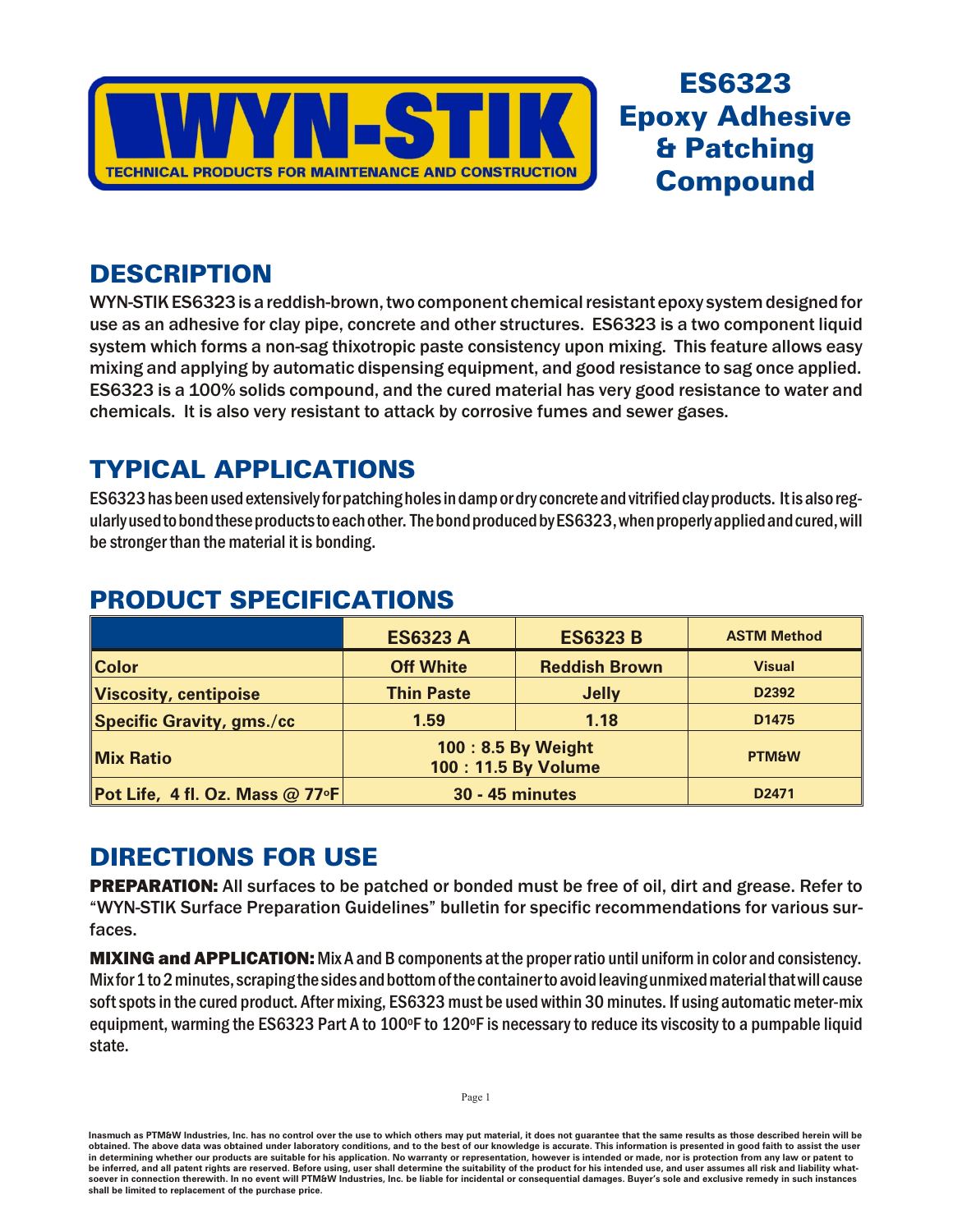WYN-STIK

TECHNICAL PRODUCTS FOR MAINTENANCE AND CONSTRUCTION

# ES6323 Epoxy Adhesive & Patching Compound

## DESCRIPTION

WYN-STIK ES6323 is a reddish-brown, two component chemical resistant epoxy system designed for use as an adhesive for clay pipe, concrete and other structures. ES6323 is a two component liquid system which forms a non-sag thixotropic paste consistency upon mixing. This feature allows easy mixing and applying by automatic dispensing equipment, and good resistance to sag once applied. ES6323 is a 100% solids compound, and the cured material has very good resistance to water and chemicals. It is also very resistant to attack by corrosive fumes and sewer gases.

## TYPICAL APPLICATIONS

ES6323 has been used extensively for patching holes in damp or dry concrete and vitrified clay products. It is also regularly used to bond these products to each other. The bond produced by ES6323, when properly applied and cured, will be stronger than the material it is bonding.

## PRODUCT SPECIFICATIONS

| | ES6323 A | ES6323 B | ASTM Method |
|---|---|---|---|
| Color | Off White | Reddish Brown | Visual |
| Viscosity, centipoise | Thin Paste | Jelly | D2392 |
| Specific Gravity, gms./cc | 1.59 | 1.18 | D1475 |
| Mix Ratio | 100 : 8.5 By Weight<br>100 : 11.5 By Volume | | PTM&W |
| Pot Life, 4 fl. Oz. Mass @ 77°F | 30 - 45 minutes | | D2471 |

## DIRECTIONS FOR USE

**PREPARATION:** All surfaces to be patched or bonded must be free of oil, dirt and grease. Refer to "WYN-STIK Surface Preparation Guidelines" bulletin for specific recommendations for various surfaces.

**MIXING and APPLICATION:** Mix A and B components at the proper ratio until uniform in color and consistency. Mix for 1 to 2 minutes, scraping the sides and bottom of the container to avoid leaving unmixed material that will cause soft spots in the cured product. After mixing, ES6323 must be used within 30 minutes. If using automatic meter-mix equipment, warming the ES6323 Part A to 100°F to 120°F is necessary to reduce its viscosity to a pumpable liquid state.

Inasmuch as PTM&W Industries, Inc. has no control over the use to which others may put material, it does not guarantee that the same results as those described herein will be obtained. The above data was obtained under laboratory conditions, and to the best of our knowledge is accurate. This information is presented in good faith to assist the user in determining whether our products are suitable for his application. No warranty or representation, however is intended or made, nor is protection from any law or patent to be inferred, and all patent rights are reserved. Before using, user shall determine the suitability of the product for his intended use, and user assumes all risk and liability whatsoever in connection therewith. In no event will PTM&W Industries, Inc. be liable for incidental or consequential damages. Buyer's sole and exclusive remedy in such instances shall be limited to replacement of the purchase price.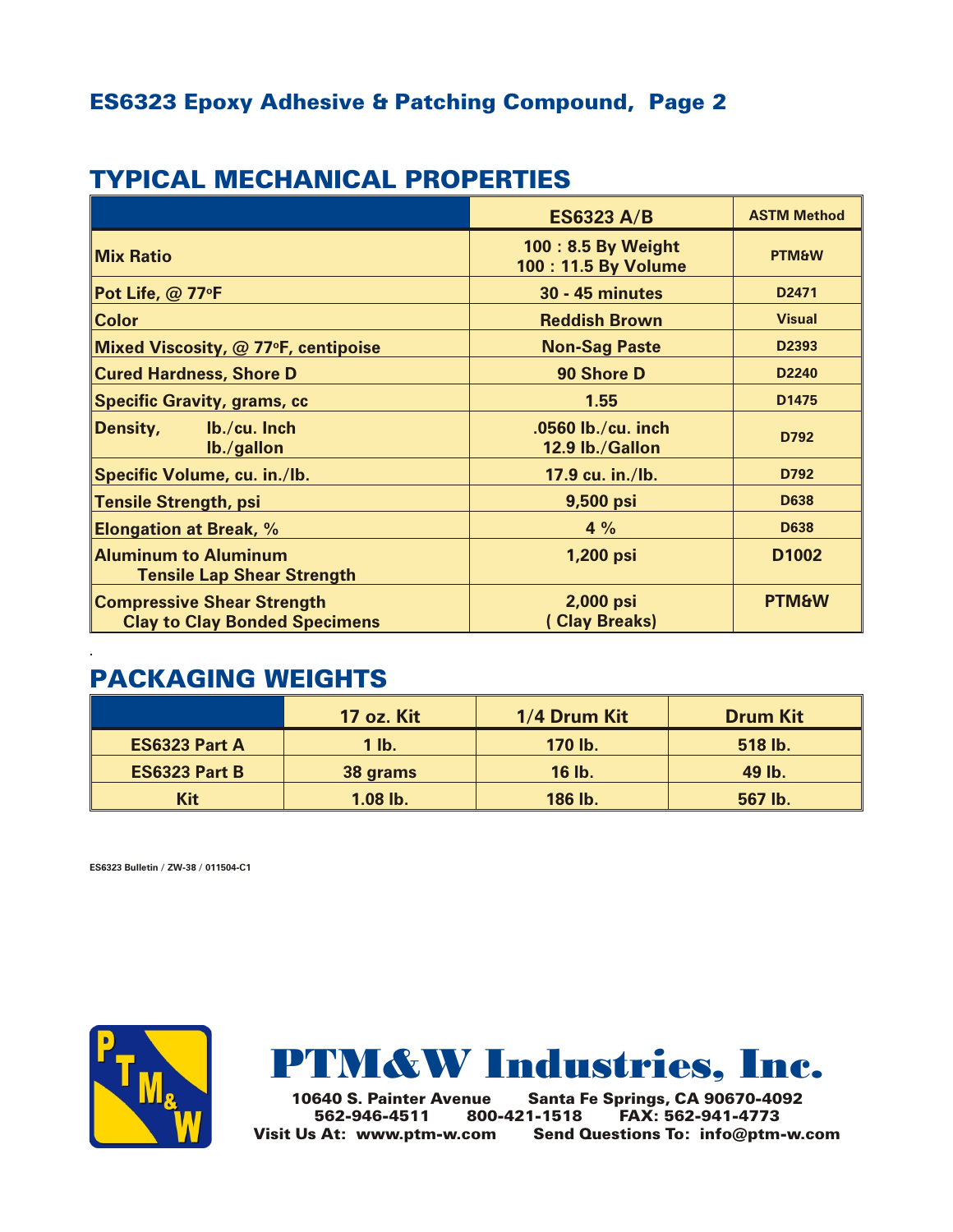## ES6323 Epoxy Adhesive & Patching Compound, Page 2

# TYPICAL MECHANICAL PROPERTIES

| | ES6323 A/B | ASTM Method |
|---|---|---|
| Mix Ratio | 100 : 8.5 By Weight<br>100 : 11.5 By Volume | PTM&W |
| Pot Life, @ 77°F | 30 - 45 minutes | D2471 |
| Color | Reddish Brown | Visual |
| Mixed Viscosity, @ 77°F, centipoise | Non-Sag Paste | D2393 |
| Cured Hardness, Shore D | 90 Shore D | D2240 |
| Specific Gravity, grams, cc | 1.55 | D1475 |
| Density, lb./cu. Inch<br>lb./gallon | .0560 lb./cu. inch<br>12.9 lb./Gallon | D792 |
| Specific Volume, cu. in./lb. | 17.9 cu. in./lb. | D792 |
| Tensile Strength, psi | 9,500 psi | D638 |
| Elongation at Break, % | 4 % | D638 |
| Aluminum to Aluminum<br>Tensile Lap Shear Strength | 1,200 psi | D1002 |
| Compressive Shear Strength<br>Clay to Clay Bonded Specimens | 2,000 psi<br>( Clay Breaks) | PTM&W |

# PACKAGING WEIGHTS

| | 17 oz. Kit | 1/4 Drum Kit | Drum Kit |
|---|---|---|---|
| ES6323 Part A | 1 lb. | 170 lb. | 518 lb. |
| ES6323 Part B | 38 grams | 16 lb. | 49 lb. |
| Kit | 1.08 lb. | 186 lb. | 567 lb. |

ES6323 Bulletin / ZW-38 / 011504-C1

**PTM&W Industries, Inc.**

10640 S. Painter Avenue    Santa Fe Springs, CA 90670-4092
562-946-4511    800-421-1518    FAX: 562-941-4773
Visit Us At: www.ptm-w.com    Send Questions To: info@ptm-w.com